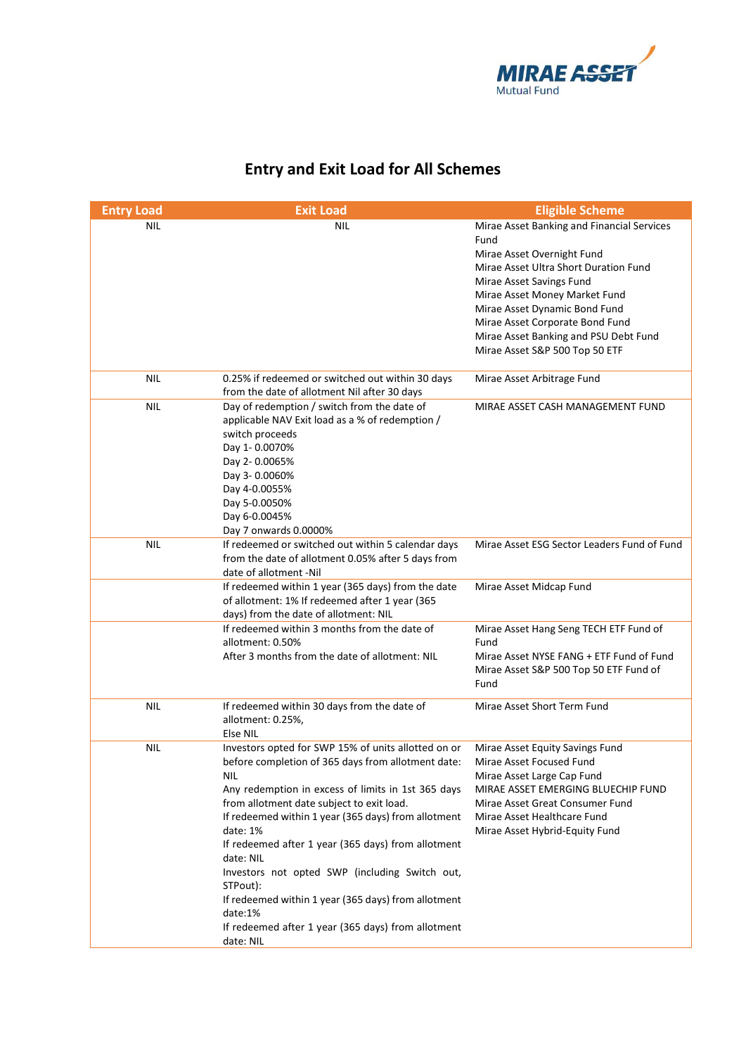# Entry and Exit Load for All Schemes

| Entry Load | Exit Load | Eligible Scheme |
|---|---|---|
| NIL | NIL | Mirae Asset Banking and Financial Services Fund<br>Mirae Asset Overnight Fund<br>Mirae Asset Ultra Short Duration Fund<br>Mirae Asset Savings Fund<br>Mirae Asset Money Market Fund<br>Mirae Asset Dynamic Bond Fund<br>Mirae Asset Corporate Bond Fund<br>Mirae Asset Banking and PSU Debt Fund<br>Mirae Asset S&P 500 Top 50 ETF |
| NIL | 0.25% if redeemed or switched out within 30 days from the date of allotment Nil after 30 days | Mirae Asset Arbitrage Fund |
| NIL | Day of redemption / switch from the date of applicable NAV Exit load as a % of redemption / switch proceeds<br>Day 1- 0.0070%<br>Day 2- 0.0065%<br>Day 3- 0.0060%<br>Day 4-0.0055%<br>Day 5-0.0050%<br>Day 6-0.0045%<br>Day 7 onwards 0.0000% | MIRAE ASSET CASH MANAGEMENT FUND |
| NIL | If redeemed or switched out within 5 calendar days from the date of allotment 0.05% after 5 days from date of allotment -Nil | Mirae Asset ESG Sector Leaders Fund of Fund |
| | If redeemed within 1 year (365 days) from the date of allotment: 1% If redeemed after 1 year (365 days) from the date of allotment: NIL | Mirae Asset Midcap Fund |
| | If redeemed within 3 months from the date of allotment: 0.50%<br>After 3 months from the date of allotment: NIL | Mirae Asset Hang Seng TECH ETF Fund of Fund<br>Mirae Asset NYSE FANG + ETF Fund of Fund<br>Mirae Asset S&P 500 Top 50 ETF Fund of Fund |
| NIL | If redeemed within 30 days from the date of allotment: 0.25%,<br>Else NIL | Mirae Asset Short Term Fund |
| NIL | Investors opted for SWP 15% of units allotted on or before completion of 365 days from allotment date: NIL<br>Any redemption in excess of limits in 1st 365 days from allotment date subject to exit load.<br>If redeemed within 1 year (365 days) from allotment date: 1%<br>If redeemed after 1 year (365 days) from allotment date: NIL<br>Investors not opted SWP (including Switch out, STPout):<br>If redeemed within 1 year (365 days) from allotment date:1%<br>If redeemed after 1 year (365 days) from allotment date: NIL | Mirae Asset Equity Savings Fund<br>Mirae Asset Focused Fund<br>Mirae Asset Large Cap Fund<br>MIRAE ASSET EMERGING BLUECHIP FUND<br>Mirae Asset Great Consumer Fund<br>Mirae Asset Healthcare Fund<br>Mirae Asset Hybrid-Equity Fund |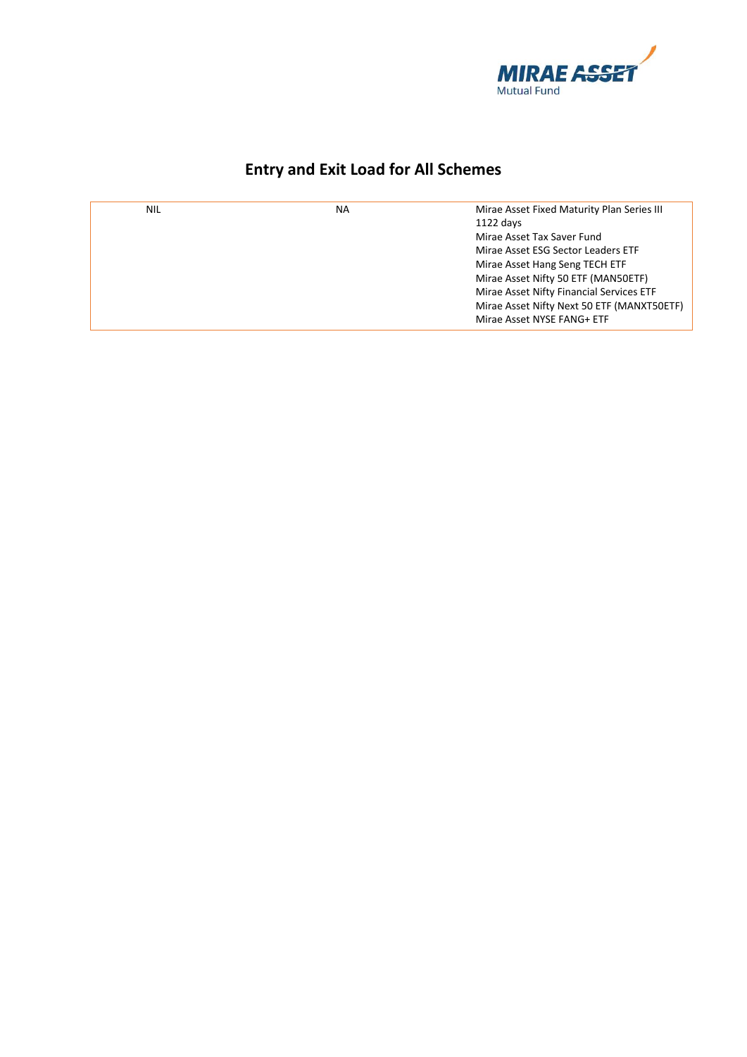# Entry and Exit Load for All Schemes

| | | |
|---|---|---|
| NIL | NA | Mirae Asset Fixed Maturity Plan Series III 1122 days<br>Mirae Asset Tax Saver Fund<br>Mirae Asset ESG Sector Leaders ETF<br>Mirae Asset Hang Seng TECH ETF<br>Mirae Asset Nifty 50 ETF (MAN50ETF)<br>Mirae Asset Nifty Financial Services ETF<br>Mirae Asset Nifty Next 50 ETF (MANXT50ETF)<br>Mirae Asset NYSE FANG+ ETF |